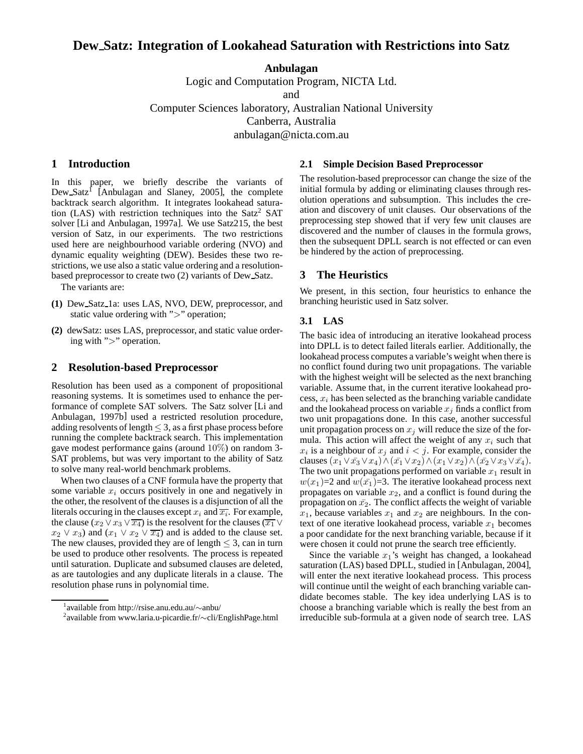# Dew_Satz: Integration of Lookahead Saturation with Restrictions into Satz

**Anbulagan**
Logic and Computation Program, NICTA Ltd.
and
Computer Sciences laboratory, Australian National University
Canberra, Australia
anbulagan@nicta.com.au

## 1 Introduction

In this paper, we briefly describe the variants of Dew_Satz[1] [Anbulagan and Slaney, 2005], the complete backtrack search algorithm. It integrates lookahead saturation (LAS) with restriction techniques into the Satz[2] SAT solver [Li and Anbulagan, 1997a]. We use Satz215, the best version of Satz, in our experiments. The two restrictions used here are neighbourhood variable ordering (NVO) and dynamic equality weighting (DEW). Besides these two restrictions, we use also a static value ordering and a resolution-based preprocessor to create two (2) variants of Dew_Satz.

The variants are:

**(1)** Dew_Satz_1a: uses LAS, NVO, DEW, preprocessor, and static value ordering with ">" operation;

**(2)** dewSatz: uses LAS, preprocessor, and static value ordering with ">" operation.

## 2 Resolution-based Preprocessor

Resolution has been used as a component of propositional reasoning systems. It is sometimes used to enhance the performance of complete SAT solvers. The Satz solver [Li and Anbulagan, 1997b] used a restricted resolution procedure, adding resolvents of length $\leq 3$, as a first phase process before running the complete backtrack search. This implementation gave modest performance gains (around $10\%$) on random 3-SAT problems, but was very important to the ability of Satz to solve many real-world benchmark problems.

When two clauses of a CNF formula have the property that some variable $x_i$ occurs positively in one and negatively in the other, the resolvent of the clauses is a disjunction of all the literals occuring in the clauses except $x_i$ and $\overline{x_i}$. For example, the clause $(x_2 \vee x_3 \vee \overline{x_4})$ is the resolvent for the clauses $(\overline{x_1} \vee x_2 \vee x_3)$ and $(x_1 \vee x_2 \vee \overline{x_4})$ and is added to the clause set. The new clauses, provided they are of length $\leq 3$, can in turn be used to produce other resolvents. The process is repeated until saturation. Duplicate and subsumed clauses are deleted, as are tautologies and any duplicate literals in a clause. The resolution phase runs in polynomial time.

[1] available from http://rsise.anu.edu.au/∼anbu/

[2] available from www.laria.u-picardie.fr/∼cli/EnglishPage.html

### 2.1 Simple Decision Based Preprocessor

The resolution-based preprocessor can change the size of the initial formula by adding or eliminating clauses through resolution operations and subsumption. This includes the creation and discovery of unit clauses. Our observations of the preprocessing step showed that if very few unit clauses are discovered and the number of clauses in the formula grows, then the subsequent DPLL search is not effected or can even be hindered by the action of preprocessing.

## 3 The Heuristics

We present, in this section, four heuristics to enhance the branching heuristic used in Satz solver.

### 3.1 LAS

The basic idea of introducing an iterative lookahead process into DPLL is to detect failed literals earlier. Additionally, the lookahead process computes a variable's weight when there is no conflict found during two unit propagations. The variable with the highest weight will be selected as the next branching variable. Assume that, in the current iterative lookahead process, $x_i$ has been selected as the branching variable candidate and the lookahead process on variable $x_j$ finds a conflict from two unit propagations done. In this case, another successful unit propagation process on $x_j$ will reduce the size of the formula. This action will affect the weight of any $x_i$ such that $x_i$ is a neighbour of $x_j$ and $i < j$. For example, consider the clauses $(x_1 \vee \bar{x_3} \vee x_4) \wedge (\bar{x_1} \vee x_2) \wedge (x_1 \vee x_2) \wedge (\bar{x_2} \vee x_3 \vee \bar{x_4})$. The two unit propagations performed on variable $x_1$ result in $w(x_1)$=2 and $w(\bar{x_1})$=3. The iterative lookahead process next propagates on variable $x_2$, and a conflict is found during the propagation on $\bar{x_2}$. The conflict affects the weight of variable $x_1$, because variables $x_1$ and $x_2$ are neighbours. In the context of one iterative lookahead process, variable $x_1$ becomes a poor candidate for the next branching variable, because if it were chosen it could not prune the search tree efficiently.

Since the variable $x_1$'s weight has changed, a lookahead saturation (LAS) based DPLL, studied in [Anbulagan, 2004], will enter the next iterative lookahead process. This process will continue until the weight of each branching variable candidate becomes stable. The key idea underlying LAS is to choose a branching variable which is really the best from an irreducible sub-formula at a given node of search tree. LAS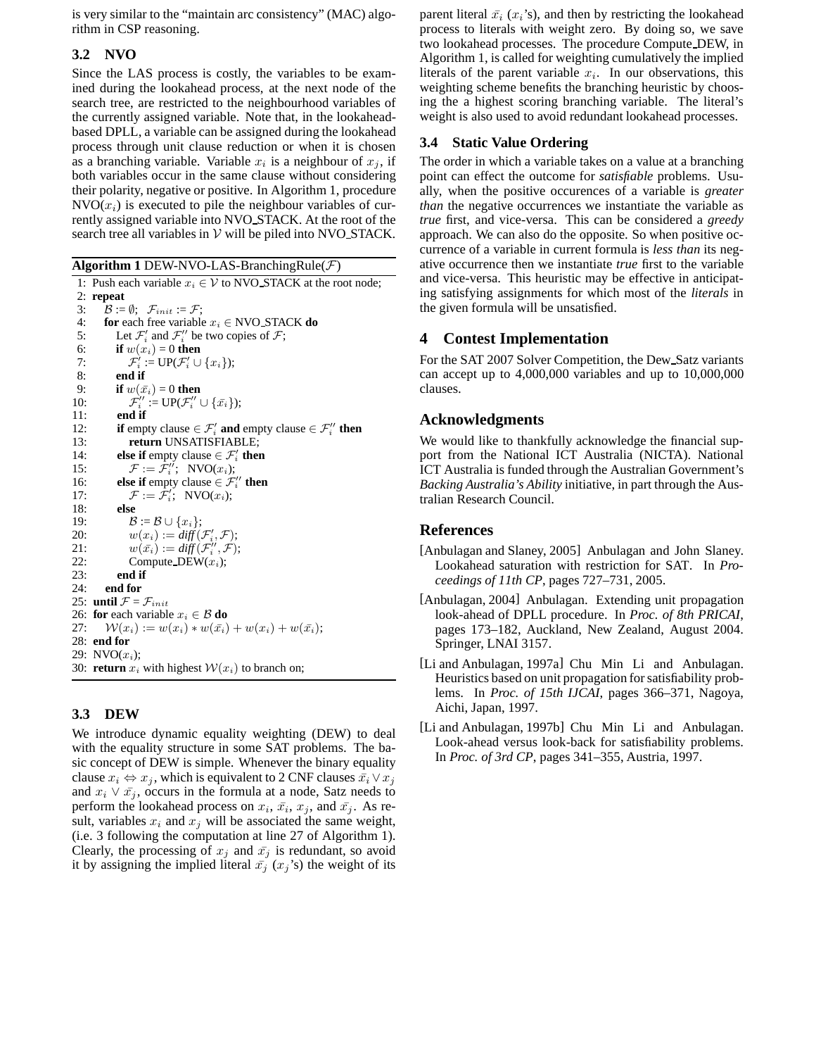is very similar to the "maintain arc consistency" (MAC) algorithm in CSP reasoning.

### 3.2 NVO

Since the LAS process is costly, the variables to be examined during the lookahead process, at the next node of the search tree, are restricted to the neighbourhood variables of the currently assigned variable. Note that, in the lookahead-based DPLL, a variable can be assigned during the lookahead process through unit clause reduction or when it is chosen as a branching variable. Variable $x_i$ is a neighbour of $x_j$, if both variables occur in the same clause without considering their polarity, negative or positive. In Algorithm 1, procedure NVO($x_i$) is executed to pile the neighbour variables of currently assigned variable into NVO_STACK. At the root of the search tree all variables in $\mathcal{V}$ will be piled into NVO_STACK.

**Algorithm 1** DEW-NVO-LAS-BranchingRule($\mathcal{F}$)

```
1: Push each variable x_i ∈ V to NVO_STACK at the root node;
2: repeat
3:    B := ∅;  F_init := F;
4:    for each free variable x_i ∈ NVO_STACK do
5:       Let F'_i and F''_i be two copies of F;
6:       if w(x_i) = 0 then
7:          F'_i := UP(F'_i ∪ {x_i});
8:       end if
9:       if w(x̄_i) = 0 then
10:         F''_i := UP(F''_i ∪ {x̄_i});
11:      end if
12:      if empty clause ∈ F'_i and empty clause ∈ F''_i then
13:         return UNSATISFIABLE;
14:      else if empty clause ∈ F'_i then
15:         F := F''_i;  NVO(x_i);
16:      else if empty clause ∈ F''_i then
17:         F := F'_i;  NVO(x_i);
18:      else
19:         B := B ∪ {x_i};
20:         w(x_i) := diff(F'_i, F);
21:         w(x̄_i) := diff(F''_i, F);
22:         Compute_DEW(x_i);
23:      end if
24:   end for
25: until F = F_init
26: for each variable x_i ∈ B do
27:    W(x_i) := w(x_i) * w(x̄_i) + w(x_i) + w(x̄_i);
28: end for
29: NVO(x_i);
30: return x_i with highest W(x_i) to branch on;
```

### 3.3 DEW

We introduce dynamic equality weighting (DEW) to deal with the equality structure in some SAT problems. The basic concept of DEW is simple. Whenever the binary equality clause $x_i \Leftrightarrow x_j$, which is equivalent to 2 CNF clauses $\bar{x}_i \vee x_j$ and $x_i \vee \bar{x}_j$, occurs in the formula at a node, Satz needs to perform the lookahead process on $x_i$, $\bar{x}_i$, $x_j$, and $\bar{x}_j$. As result, variables $x_i$ and $x_j$ will be associated the same weight, (i.e. 3 following the computation at line 27 of Algorithm 1). Clearly, the processing of $x_j$ and $\bar{x}_j$ is redundant, so avoid it by assigning the implied literal $\bar{x}_j$ ($x_j$'s) the weight of its parent literal $\bar{x}_i$ ($x_i$'s), and then by restricting the lookahead process to literals with weight zero. By doing so, we save two lookahead processes. The procedure Compute_DEW, in Algorithm 1, is called for weighting cumulatively the implied literals of the parent variable $x_i$. In our observations, this weighting scheme benefits the branching heuristic by choosing the a highest scoring branching variable. The literal's weight is also used to avoid redundant lookahead processes.

### 3.4 Static Value Ordering

The order in which a variable takes on a value at a branching point can effect the outcome for *satisfiable* problems. Usually, when the positive occurences of a variable is *greater than* the negative occurrences we instantiate the variable as *true* first, and vice-versa. This can be considered a *greedy* approach. We can also do the opposite. So when positive occurrence of a variable in current formula is *less than* its negative occurrence then we instantiate *true* first to the variable and vice-versa. This heuristic may be effective in anticipating satisfying assignments for which most of the *literals* in the given formula will be unsatisfied.

## 4 Contest Implementation

For the SAT 2007 Solver Competition, the Dew_Satz variants can accept up to 4,000,000 variables and up to 10,000,000 clauses.

## Acknowledgments

We would like to thankfully acknowledge the financial support from the National ICT Australia (NICTA). National ICT Australia is funded through the Australian Government's *Backing Australia's Ability* initiative, in part through the Australian Research Council.

## References

[Anbulagan and Slaney, 2005] Anbulagan and John Slaney. Lookahead saturation with restriction for SAT. In *Proceedings of 11th CP*, pages 727–731, 2005.

[Anbulagan, 2004] Anbulagan. Extending unit propagation look-ahead of DPLL procedure. In *Proc. of 8th PRICAI*, pages 173–182, Auckland, New Zealand, August 2004. Springer, LNAI 3157.

[Li and Anbulagan, 1997a] Chu Min Li and Anbulagan. Heuristics based on unit propagation for satisfiability problems. In *Proc. of 15th IJCAI*, pages 366–371, Nagoya, Aichi, Japan, 1997.

[Li and Anbulagan, 1997b] Chu Min Li and Anbulagan. Look-ahead versus look-back for satisfiability problems. In *Proc. of 3rd CP*, pages 341–355, Austria, 1997.